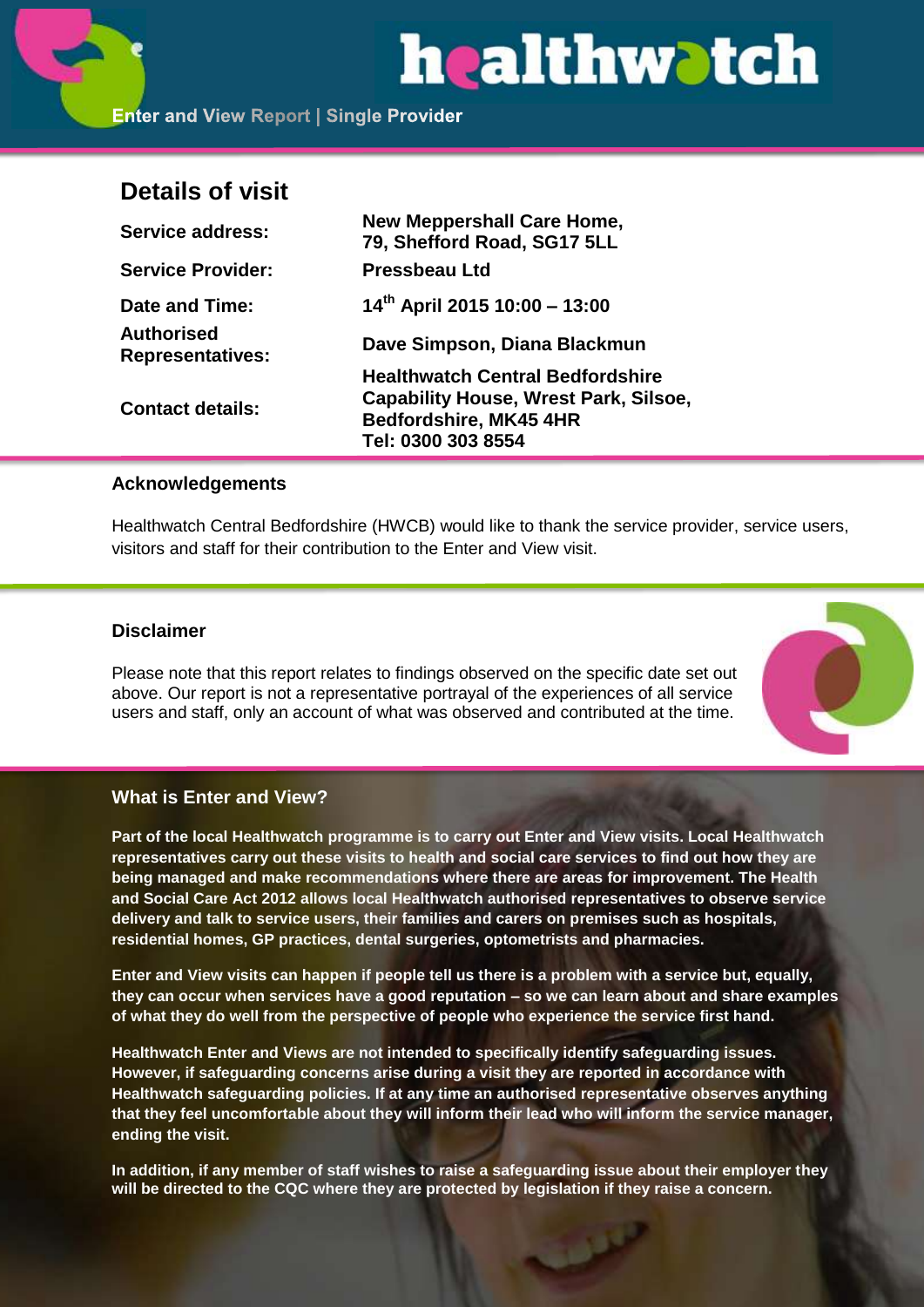# healthwatch

Enter and View Report | Single Provider

## Details of visit

| | |
|---|---|
| **Service address:** | **New Meppershall Care Home, 79, Shefford Road, SG17 5LL** |
| **Service Provider:** | **Pressbeau Ltd** |
| **Date and Time:** | **14th April 2015 10:00 – 13:00** |
| **Authorised Representatives:** | **Dave Simpson, Diana Blackmun** |
| **Contact details:** | **Healthwatch Central Bedfordshire Capability House, Wrest Park, Silsoe, Bedfordshire, MK45 4HR Tel: 0300 303 8554** |

### Acknowledgements

Healthwatch Central Bedfordshire (HWCB) would like to thank the service provider, service users, visitors and staff for their contribution to the Enter and View visit.

### Disclaimer

Please note that this report relates to findings observed on the specific date set out above. Our report is not a representative portrayal of the experiences of all service users and staff, only an account of what was observed and contributed at the time.

### What is Enter and View?

**Part of the local Healthwatch programme is to carry out Enter and View visits. Local Healthwatch representatives carry out these visits to health and social care services to find out how they are being managed and make recommendations where there are areas for improvement. The Health and Social Care Act 2012 allows local Healthwatch authorised representatives to observe service delivery and talk to service users, their families and carers on premises such as hospitals, residential homes, GP practices, dental surgeries, optometrists and pharmacies.**

**Enter and View visits can happen if people tell us there is a problem with a service but, equally, they can occur when services have a good reputation – so we can learn about and share examples of what they do well from the perspective of people who experience the service first hand.**

**Healthwatch Enter and Views are not intended to specifically identify safeguarding issues. However, if safeguarding concerns arise during a visit they are reported in accordance with Healthwatch safeguarding policies. If at any time an authorised representative observes anything that they feel uncomfortable about they will inform their lead who will inform the service manager, ending the visit.**

**In addition, if any member of staff wishes to raise a safeguarding issue about their employer they will be directed to the CQC where they are protected by legislation if they raise a concern.**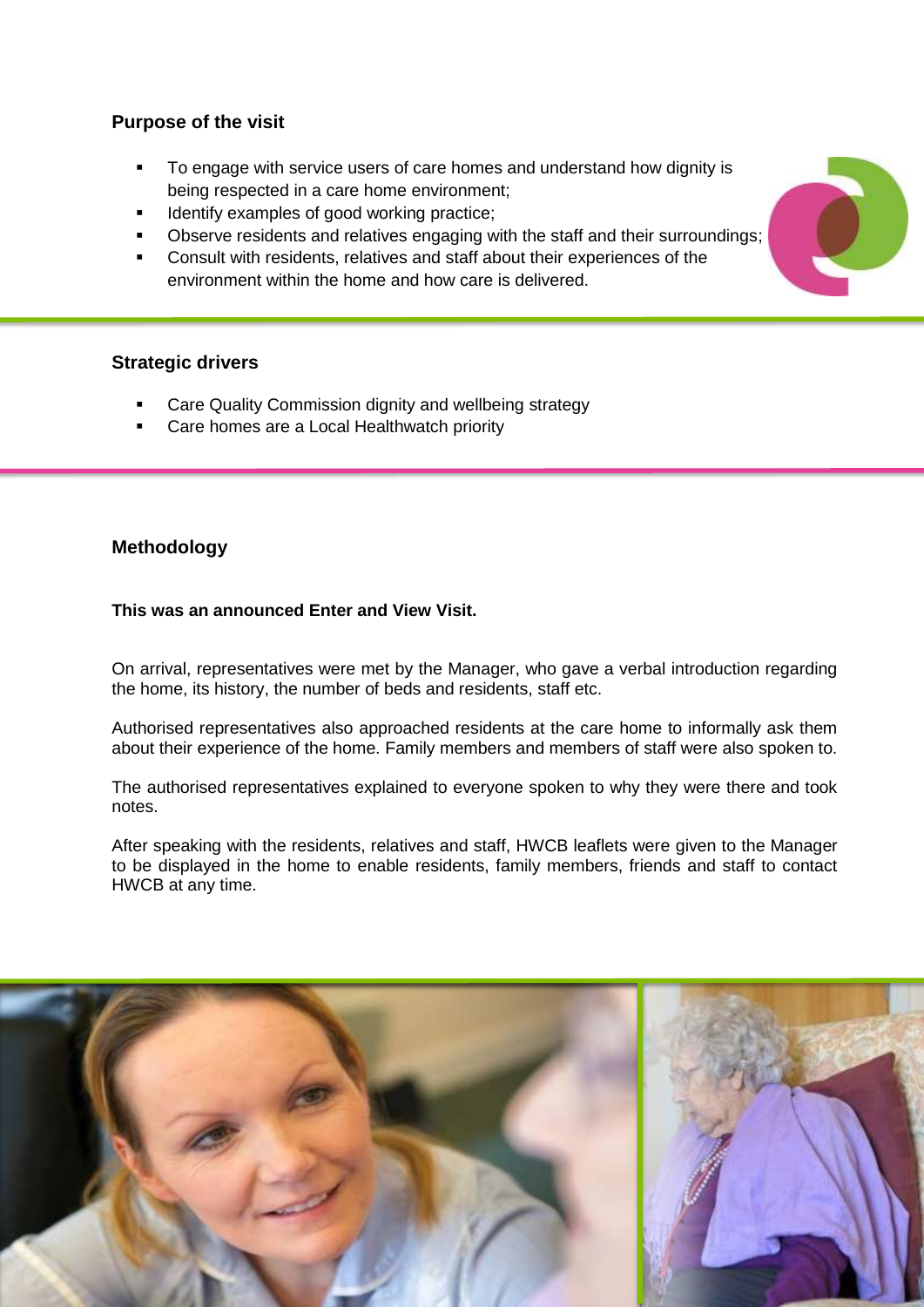## Purpose of the visit

- To engage with service users of care homes and understand how dignity is being respected in a care home environment;
- Identify examples of good working practice;
- Observe residents and relatives engaging with the staff and their surroundings;
- Consult with residents, relatives and staff about their experiences of the environment within the home and how care is delivered.

## Strategic drivers

- Care Quality Commission dignity and wellbeing strategy
- Care homes are a Local Healthwatch priority

## Methodology

**This was an announced Enter and View Visit.**

On arrival, representatives were met by the Manager, who gave a verbal introduction regarding the home, its history, the number of beds and residents, staff etc.

Authorised representatives also approached residents at the care home to informally ask them about their experience of the home. Family members and members of staff were also spoken to.

The authorised representatives explained to everyone spoken to why they were there and took notes.

After speaking with the residents, relatives and staff, HWCB leaflets were given to the Manager to be displayed in the home to enable residents, family members, friends and staff to contact HWCB at any time.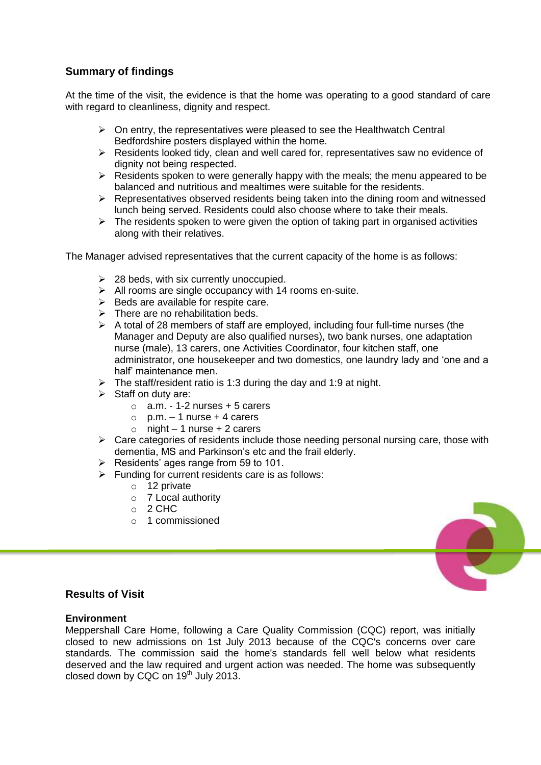## Summary of findings

At the time of the visit, the evidence is that the home was operating to a good standard of care with regard to cleanliness, dignity and respect.

- On entry, the representatives were pleased to see the Healthwatch Central Bedfordshire posters displayed within the home.
- Residents looked tidy, clean and well cared for, representatives saw no evidence of dignity not being respected.
- Residents spoken to were generally happy with the meals; the menu appeared to be balanced and nutritious and mealtimes were suitable for the residents.
- Representatives observed residents being taken into the dining room and witnessed lunch being served. Residents could also choose where to take their meals.
- The residents spoken to were given the option of taking part in organised activities along with their relatives.

The Manager advised representatives that the current capacity of the home is as follows:

- 28 beds, with six currently unoccupied.
- All rooms are single occupancy with 14 rooms en-suite.
- Beds are available for respite care.
- There are no rehabilitation beds.
- A total of 28 members of staff are employed, including four full-time nurses (the Manager and Deputy are also qualified nurses), two bank nurses, one adaptation nurse (male), 13 carers, one Activities Coordinator, four kitchen staff, one administrator, one housekeeper and two domestics, one laundry lady and 'one and a half' maintenance men.
- The staff/resident ratio is 1:3 during the day and 1:9 at night.
- Staff on duty are:
  - a.m. - 1-2 nurses + 5 carers
  - p.m. – 1 nurse + 4 carers
  - night – 1 nurse + 2 carers
- Care categories of residents include those needing personal nursing care, those with dementia, MS and Parkinson's etc and the frail elderly.
- Residents' ages range from 59 to 101.
- Funding for current residents care is as follows:
  - 12 private
  - 7 Local authority
  - 2 CHC
  - 1 commissioned

## Results of Visit

### Environment

Meppershall Care Home, following a Care Quality Commission (CQC) report, was initially closed to new admissions on 1st July 2013 because of the CQC's concerns over care standards. The commission said the home's standards fell well below what residents deserved and the law required and urgent action was needed. The home was subsequently closed down by CQC on 19th July 2013.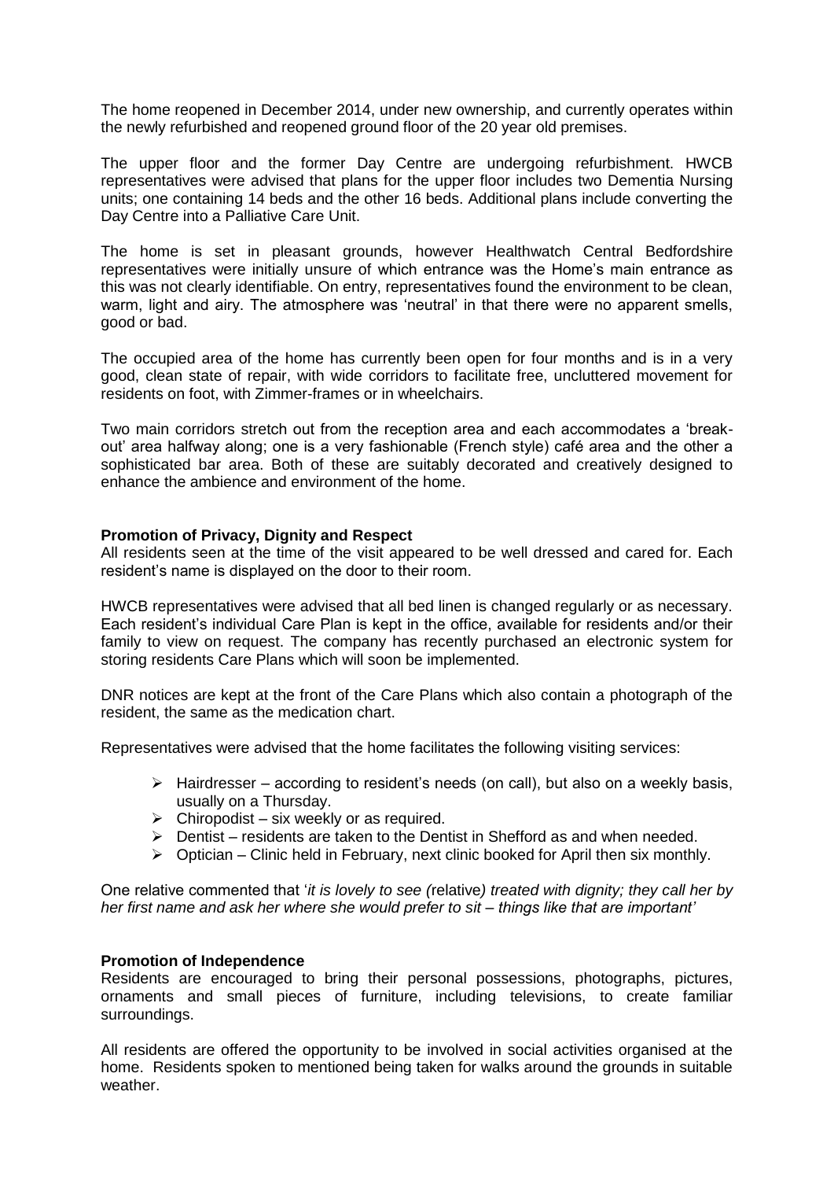The home reopened in December 2014, under new ownership, and currently operates within the newly refurbished and reopened ground floor of the 20 year old premises.

The upper floor and the former Day Centre are undergoing refurbishment. HWCB representatives were advised that plans for the upper floor includes two Dementia Nursing units; one containing 14 beds and the other 16 beds. Additional plans include converting the Day Centre into a Palliative Care Unit.

The home is set in pleasant grounds, however Healthwatch Central Bedfordshire representatives were initially unsure of which entrance was the Home's main entrance as this was not clearly identifiable. On entry, representatives found the environment to be clean, warm, light and airy. The atmosphere was 'neutral' in that there were no apparent smells, good or bad.

The occupied area of the home has currently been open for four months and is in a very good, clean state of repair, with wide corridors to facilitate free, uncluttered movement for residents on foot, with Zimmer-frames or in wheelchairs.

Two main corridors stretch out from the reception area and each accommodates a 'break-out' area halfway along; one is a very fashionable (French style) café area and the other a sophisticated bar area. Both of these are suitably decorated and creatively designed to enhance the ambience and environment of the home.

**Promotion of Privacy, Dignity and Respect**

All residents seen at the time of the visit appeared to be well dressed and cared for. Each resident's name is displayed on the door to their room.

HWCB representatives were advised that all bed linen is changed regularly or as necessary. Each resident's individual Care Plan is kept in the office, available for residents and/or their family to view on request. The company has recently purchased an electronic system for storing residents Care Plans which will soon be implemented.

DNR notices are kept at the front of the Care Plans which also contain a photograph of the resident, the same as the medication chart.

Representatives were advised that the home facilitates the following visiting services:

- Hairdresser – according to resident's needs (on call), but also on a weekly basis, usually on a Thursday.
- Chiropodist – six weekly or as required.
- Dentist – residents are taken to the Dentist in Shefford as and when needed.
- Optician – Clinic held in February, next clinic booked for April then six monthly.

One relative commented that '*it is lovely to see (*relative*) treated with dignity; they call her by her first name and ask her where she would prefer to sit – things like that are important'*

**Promotion of Independence**

Residents are encouraged to bring their personal possessions, photographs, pictures, ornaments and small pieces of furniture, including televisions, to create familiar surroundings.

All residents are offered the opportunity to be involved in social activities organised at the home. Residents spoken to mentioned being taken for walks around the grounds in suitable weather.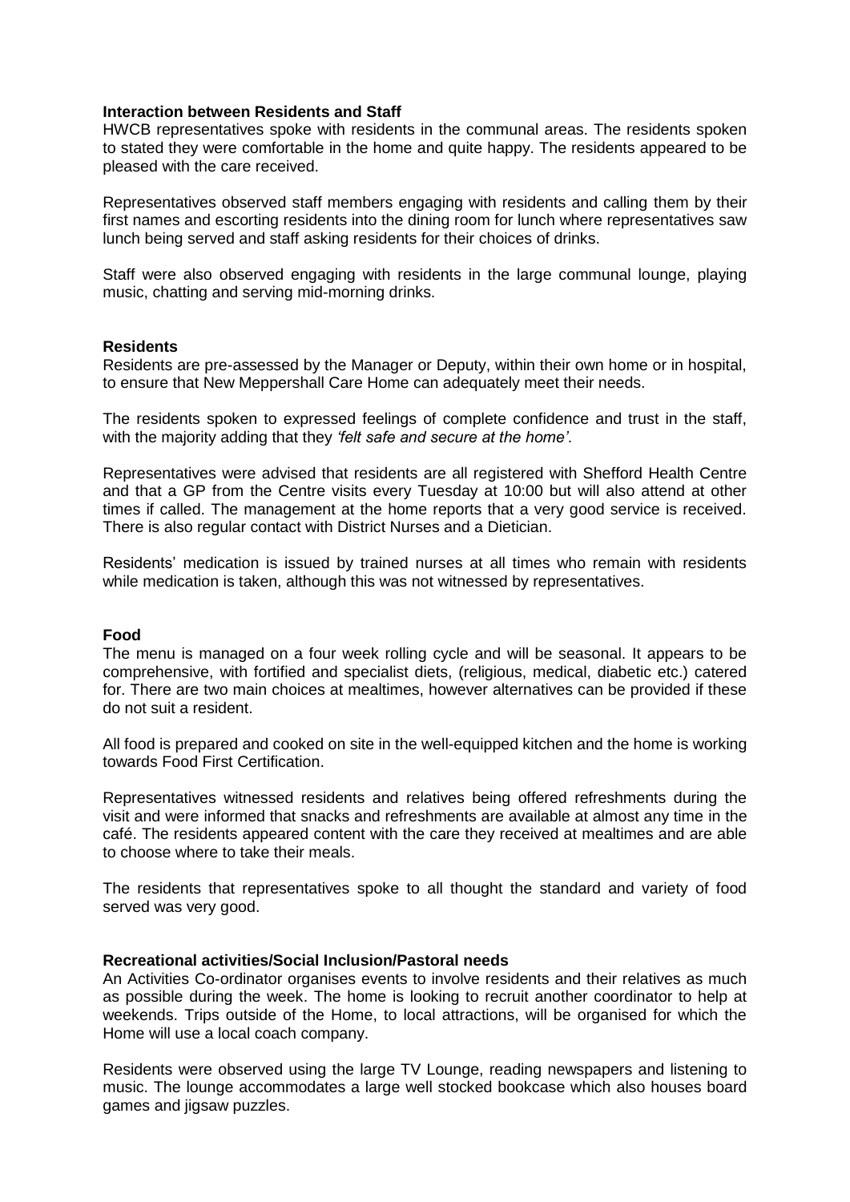**Interaction between Residents and Staff**

HWCB representatives spoke with residents in the communal areas. The residents spoken to stated they were comfortable in the home and quite happy. The residents appeared to be pleased with the care received.

Representatives observed staff members engaging with residents and calling them by their first names and escorting residents into the dining room for lunch where representatives saw lunch being served and staff asking residents for their choices of drinks.

Staff were also observed engaging with residents in the large communal lounge, playing music, chatting and serving mid-morning drinks.

**Residents**

Residents are pre-assessed by the Manager or Deputy, within their own home or in hospital, to ensure that New Meppershall Care Home can adequately meet their needs.

The residents spoken to expressed feelings of complete confidence and trust in the staff, with the majority adding that they *'felt safe and secure at the home'*.

Representatives were advised that residents are all registered with Shefford Health Centre and that a GP from the Centre visits every Tuesday at 10:00 but will also attend at other times if called. The management at the home reports that a very good service is received. There is also regular contact with District Nurses and a Dietician.

Residents' medication is issued by trained nurses at all times who remain with residents while medication is taken, although this was not witnessed by representatives.

**Food**

The menu is managed on a four week rolling cycle and will be seasonal. It appears to be comprehensive, with fortified and specialist diets, (religious, medical, diabetic etc.) catered for. There are two main choices at mealtimes, however alternatives can be provided if these do not suit a resident.

All food is prepared and cooked on site in the well-equipped kitchen and the home is working towards Food First Certification.

Representatives witnessed residents and relatives being offered refreshments during the visit and were informed that snacks and refreshments are available at almost any time in the café. The residents appeared content with the care they received at mealtimes and are able to choose where to take their meals.

The residents that representatives spoke to all thought the standard and variety of food served was very good.

**Recreational activities/Social Inclusion/Pastoral needs**

An Activities Co-ordinator organises events to involve residents and their relatives as much as possible during the week. The home is looking to recruit another coordinator to help at weekends. Trips outside of the Home, to local attractions, will be organised for which the Home will use a local coach company.

Residents were observed using the large TV Lounge, reading newspapers and listening to music. The lounge accommodates a large well stocked bookcase which also houses board games and jigsaw puzzles.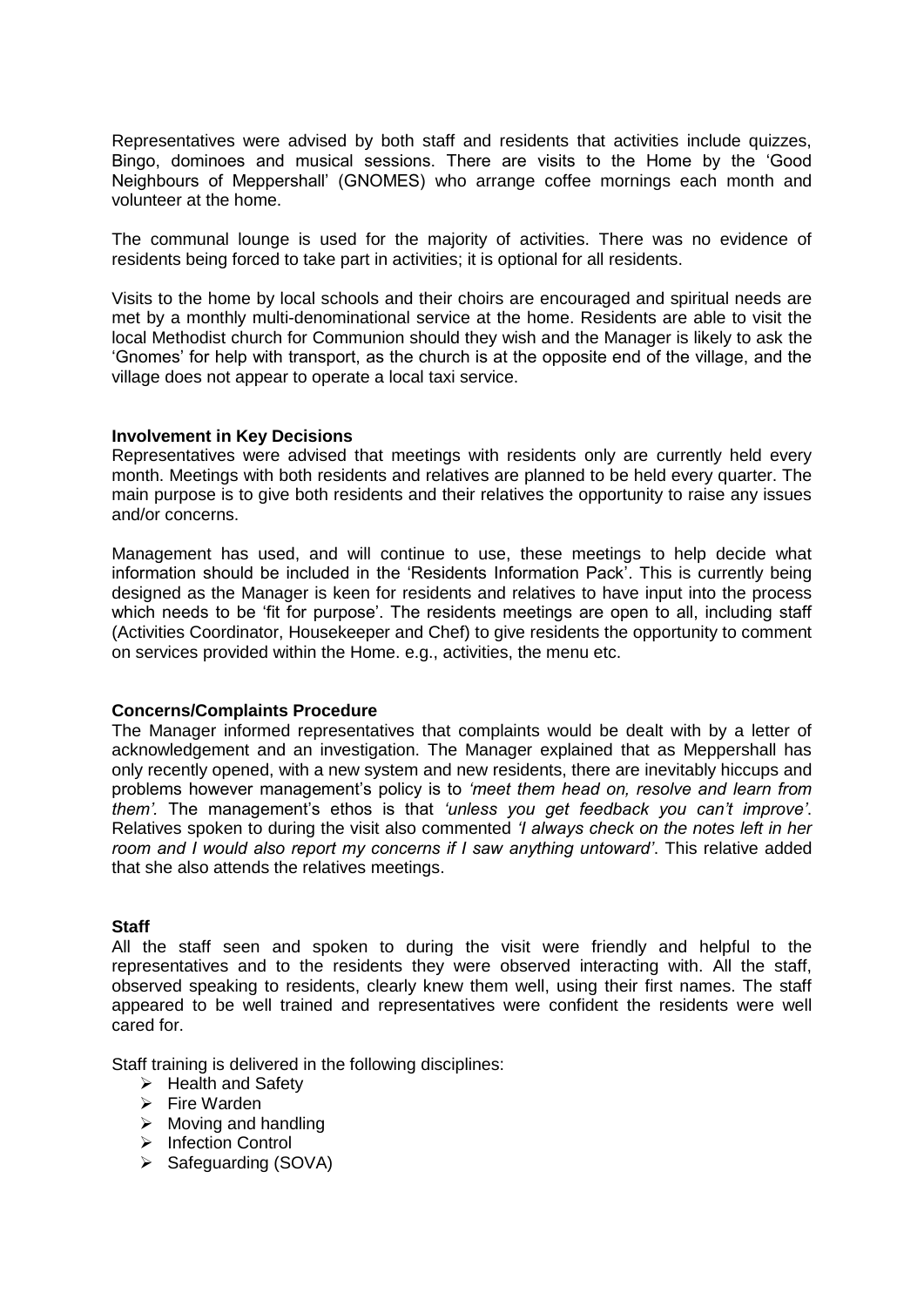Representatives were advised by both staff and residents that activities include quizzes, Bingo, dominoes and musical sessions. There are visits to the Home by the 'Good Neighbours of Meppershall' (GNOMES) who arrange coffee mornings each month and volunteer at the home.

The communal lounge is used for the majority of activities. There was no evidence of residents being forced to take part in activities; it is optional for all residents.

Visits to the home by local schools and their choirs are encouraged and spiritual needs are met by a monthly multi-denominational service at the home. Residents are able to visit the local Methodist church for Communion should they wish and the Manager is likely to ask the 'Gnomes' for help with transport, as the church is at the opposite end of the village, and the village does not appear to operate a local taxi service.

**Involvement in Key Decisions**

Representatives were advised that meetings with residents only are currently held every month. Meetings with both residents and relatives are planned to be held every quarter. The main purpose is to give both residents and their relatives the opportunity to raise any issues and/or concerns.

Management has used, and will continue to use, these meetings to help decide what information should be included in the 'Residents Information Pack'. This is currently being designed as the Manager is keen for residents and relatives to have input into the process which needs to be 'fit for purpose'. The residents meetings are open to all, including staff (Activities Coordinator, Housekeeper and Chef) to give residents the opportunity to comment on services provided within the Home. e.g., activities, the menu etc.

**Concerns/Complaints Procedure**

The Manager informed representatives that complaints would be dealt with by a letter of acknowledgement and an investigation. The Manager explained that as Meppershall has only recently opened, with a new system and new residents, there are inevitably hiccups and problems however management's policy is to *'meet them head on, resolve and learn from them'*. The management's ethos is that *'unless you get feedback you can't improve'*. Relatives spoken to during the visit also commented *'I always check on the notes left in her room and I would also report my concerns if I saw anything untoward'*. This relative added that she also attends the relatives meetings.

**Staff**

All the staff seen and spoken to during the visit were friendly and helpful to the representatives and to the residents they were observed interacting with. All the staff, observed speaking to residents, clearly knew them well, using their first names. The staff appeared to be well trained and representatives were confident the residents were well cared for.

Staff training is delivered in the following disciplines:

- Health and Safety
- Fire Warden
- Moving and handling
- Infection Control
- Safeguarding (SOVA)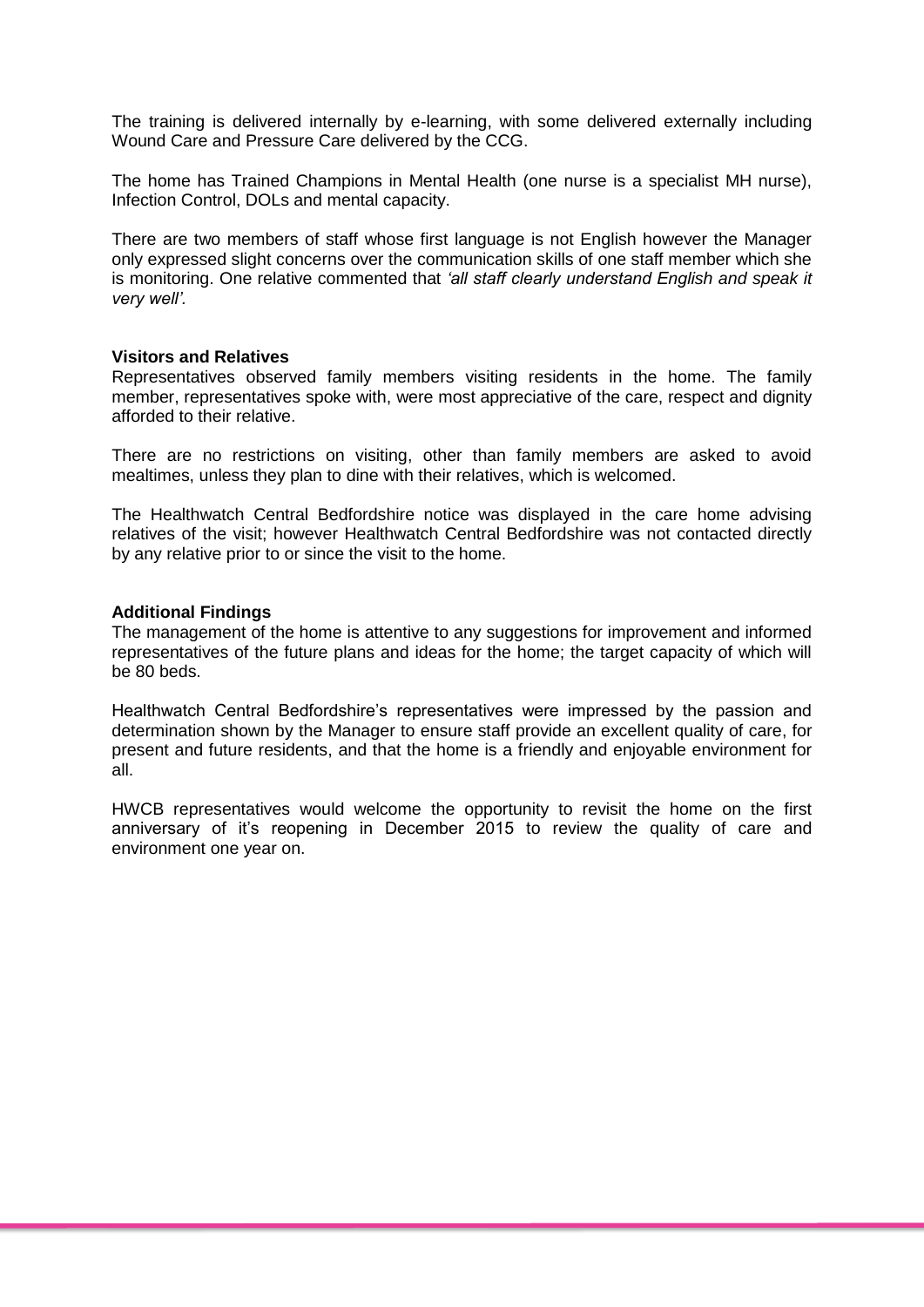The training is delivered internally by e-learning, with some delivered externally including Wound Care and Pressure Care delivered by the CCG.

The home has Trained Champions in Mental Health (one nurse is a specialist MH nurse), Infection Control, DOLs and mental capacity.

There are two members of staff whose first language is not English however the Manager only expressed slight concerns over the communication skills of one staff member which she is monitoring. One relative commented that *'all staff clearly understand English and speak it very well'*.

**Visitors and Relatives**

Representatives observed family members visiting residents in the home. The family member, representatives spoke with, were most appreciative of the care, respect and dignity afforded to their relative.

There are no restrictions on visiting, other than family members are asked to avoid mealtimes, unless they plan to dine with their relatives, which is welcomed.

The Healthwatch Central Bedfordshire notice was displayed in the care home advising relatives of the visit; however Healthwatch Central Bedfordshire was not contacted directly by any relative prior to or since the visit to the home.

**Additional Findings**

The management of the home is attentive to any suggestions for improvement and informed representatives of the future plans and ideas for the home; the target capacity of which will be 80 beds.

Healthwatch Central Bedfordshire's representatives were impressed by the passion and determination shown by the Manager to ensure staff provide an excellent quality of care, for present and future residents, and that the home is a friendly and enjoyable environment for all.

HWCB representatives would welcome the opportunity to revisit the home on the first anniversary of it's reopening in December 2015 to review the quality of care and environment one year on.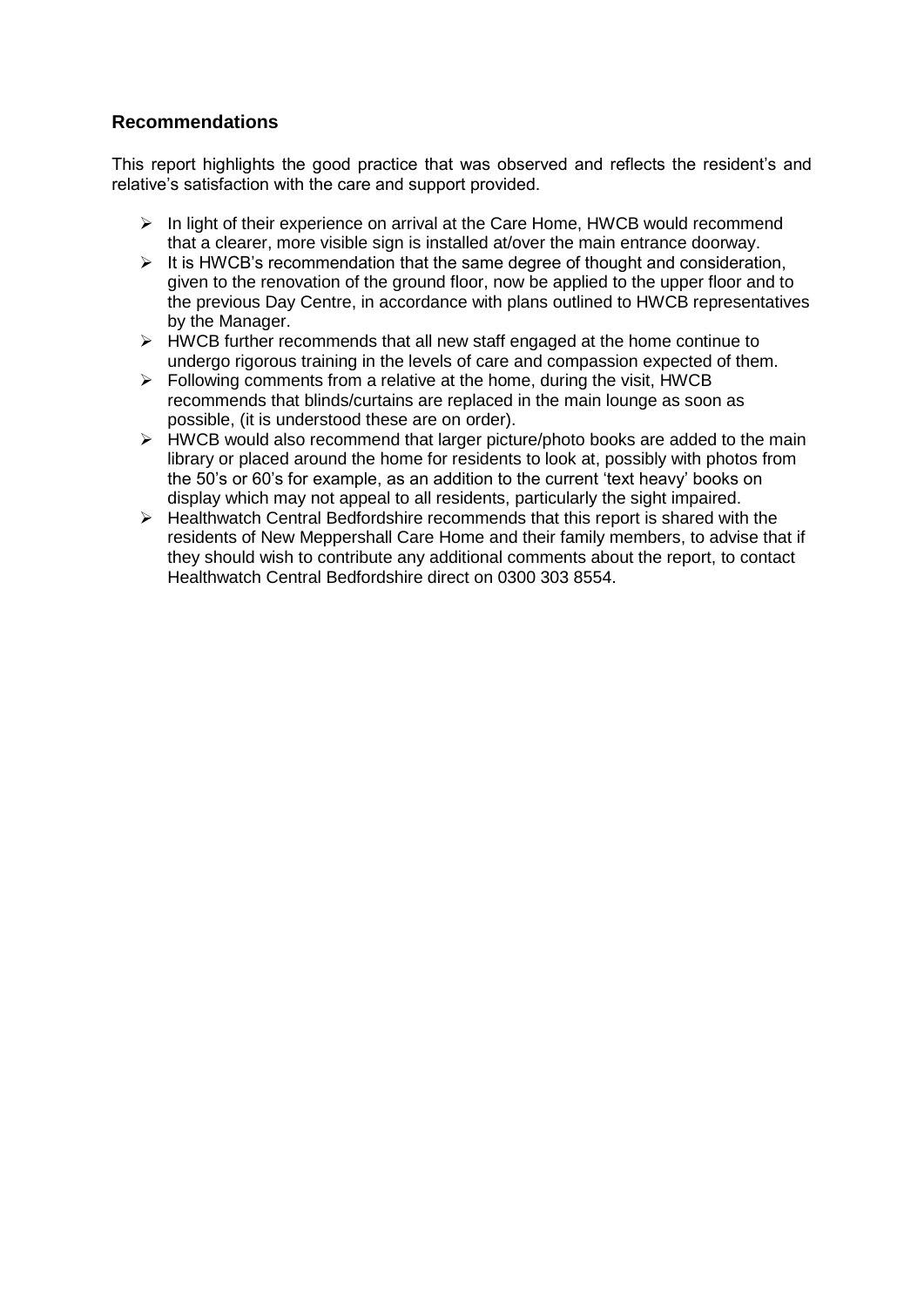## Recommendations

This report highlights the good practice that was observed and reflects the resident's and relative's satisfaction with the care and support provided.

- In light of their experience on arrival at the Care Home, HWCB would recommend that a clearer, more visible sign is installed at/over the main entrance doorway.
- It is HWCB's recommendation that the same degree of thought and consideration, given to the renovation of the ground floor, now be applied to the upper floor and to the previous Day Centre, in accordance with plans outlined to HWCB representatives by the Manager.
- HWCB further recommends that all new staff engaged at the home continue to undergo rigorous training in the levels of care and compassion expected of them.
- Following comments from a relative at the home, during the visit, HWCB recommends that blinds/curtains are replaced in the main lounge as soon as possible, (it is understood these are on order).
- HWCB would also recommend that larger picture/photo books are added to the main library or placed around the home for residents to look at, possibly with photos from the 50's or 60's for example, as an addition to the current 'text heavy' books on display which may not appeal to all residents, particularly the sight impaired.
- Healthwatch Central Bedfordshire recommends that this report is shared with the residents of New Meppershall Care Home and their family members, to advise that if they should wish to contribute any additional comments about the report, to contact Healthwatch Central Bedfordshire direct on 0300 303 8554.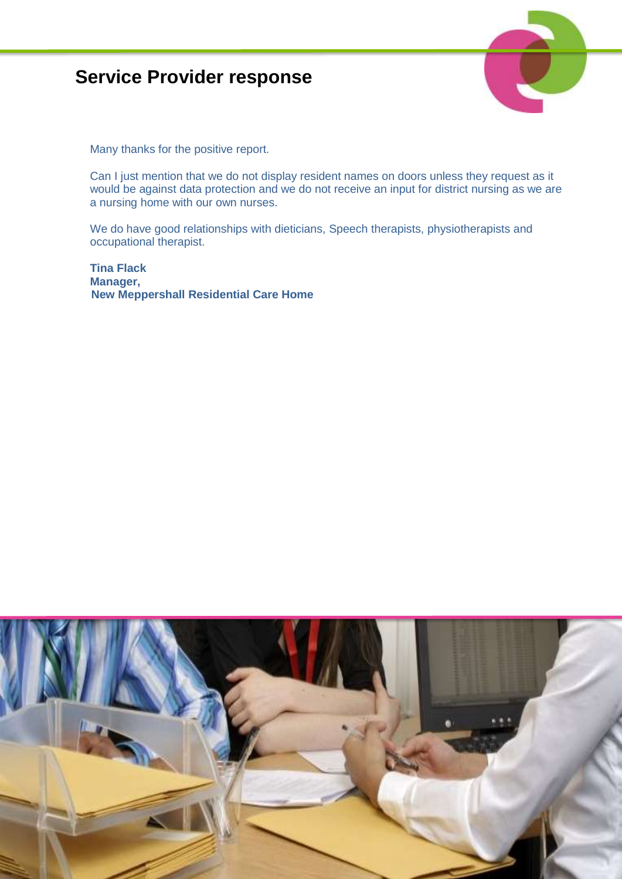# Service Provider response

Many thanks for the positive report.

Can I just mention that we do not display resident names on doors unless they request as it would be against data protection and we do not receive an input for district nursing as we are a nursing home with our own nurses.

We do have good relationships with dieticians, Speech therapists, physiotherapists and occupational therapist.

**Tina Flack**
**Manager,**
**New Meppershall Residential Care Home**